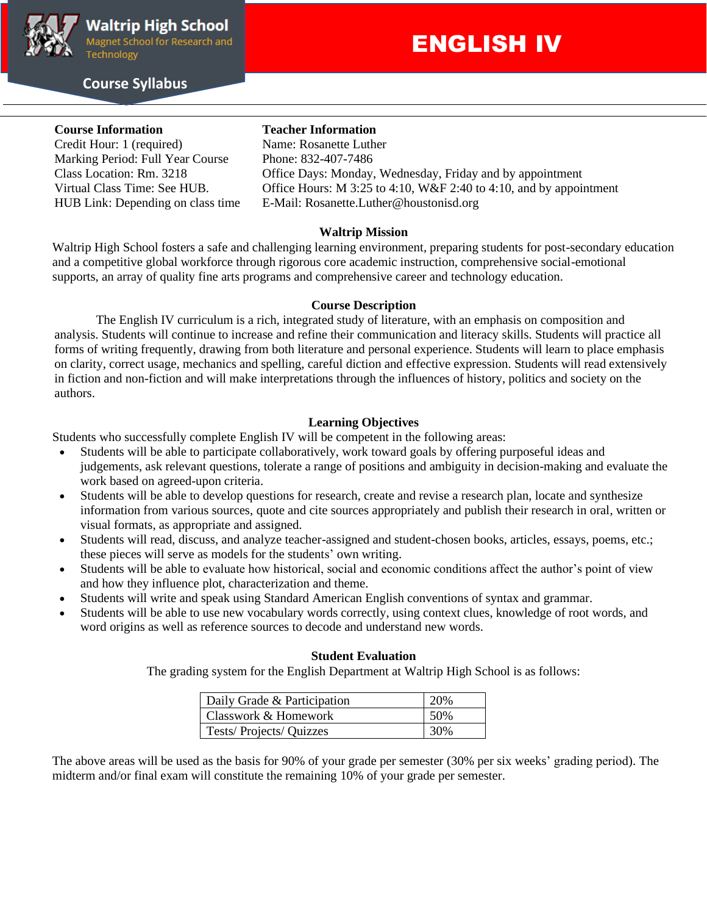# Waltrip High School

Magnet School for Research and Technology

Course Syllabus

# ENGLISH IV

**Course Information**
Credit Hour: 1 (required)
Marking Period: Full Year Course
Class Location: Rm. 3218
Virtual Class Time: See HUB.
HUB Link: Depending on class time

**Teacher Information**
Name: Rosanette Luther
Phone: 832-407-7486
Office Days: Monday, Wednesday, Friday and by appointment
Office Hours: M 3:25 to 4:10, W&F 2:40 to 4:10, and by appointment
E-Mail: Rosanette.Luther@houstonisd.org

## Waltrip Mission

Waltrip High School fosters a safe and challenging learning environment, preparing students for post-secondary education and a competitive global workforce through rigorous core academic instruction, comprehensive social-emotional supports, an array of quality fine arts programs and comprehensive career and technology education.

## Course Description

The English IV curriculum is a rich, integrated study of literature, with an emphasis on composition and analysis. Students will continue to increase and refine their communication and literacy skills. Students will practice all forms of writing frequently, drawing from both literature and personal experience. Students will learn to place emphasis on clarity, correct usage, mechanics and spelling, careful diction and effective expression. Students will read extensively in fiction and non-fiction and will make interpretations through the influences of history, politics and society on the authors.

## Learning Objectives

Students who successfully complete English IV will be competent in the following areas:

- Students will be able to participate collaboratively, work toward goals by offering purposeful ideas and judgements, ask relevant questions, tolerate a range of positions and ambiguity in decision-making and evaluate the work based on agreed-upon criteria.
- Students will be able to develop questions for research, create and revise a research plan, locate and synthesize information from various sources, quote and cite sources appropriately and publish their research in oral, written or visual formats, as appropriate and assigned.
- Students will read, discuss, and analyze teacher-assigned and student-chosen books, articles, essays, poems, etc.; these pieces will serve as models for the students' own writing.
- Students will be able to evaluate how historical, social and economic conditions affect the author's point of view and how they influence plot, characterization and theme.
- Students will write and speak using Standard American English conventions of syntax and grammar.
- Students will be able to use new vocabulary words correctly, using context clues, knowledge of root words, and word origins as well as reference sources to decode and understand new words.

## Student Evaluation

The grading system for the English Department at Waltrip High School is as follows:

| Category | Weight |
|---|---|
| Daily Grade & Participation | 20% |
| Classwork & Homework | 50% |
| Tests/ Projects/ Quizzes | 30% |

The above areas will be used as the basis for 90% of your grade per semester (30% per six weeks' grading period). The midterm and/or final exam will constitute the remaining 10% of your grade per semester.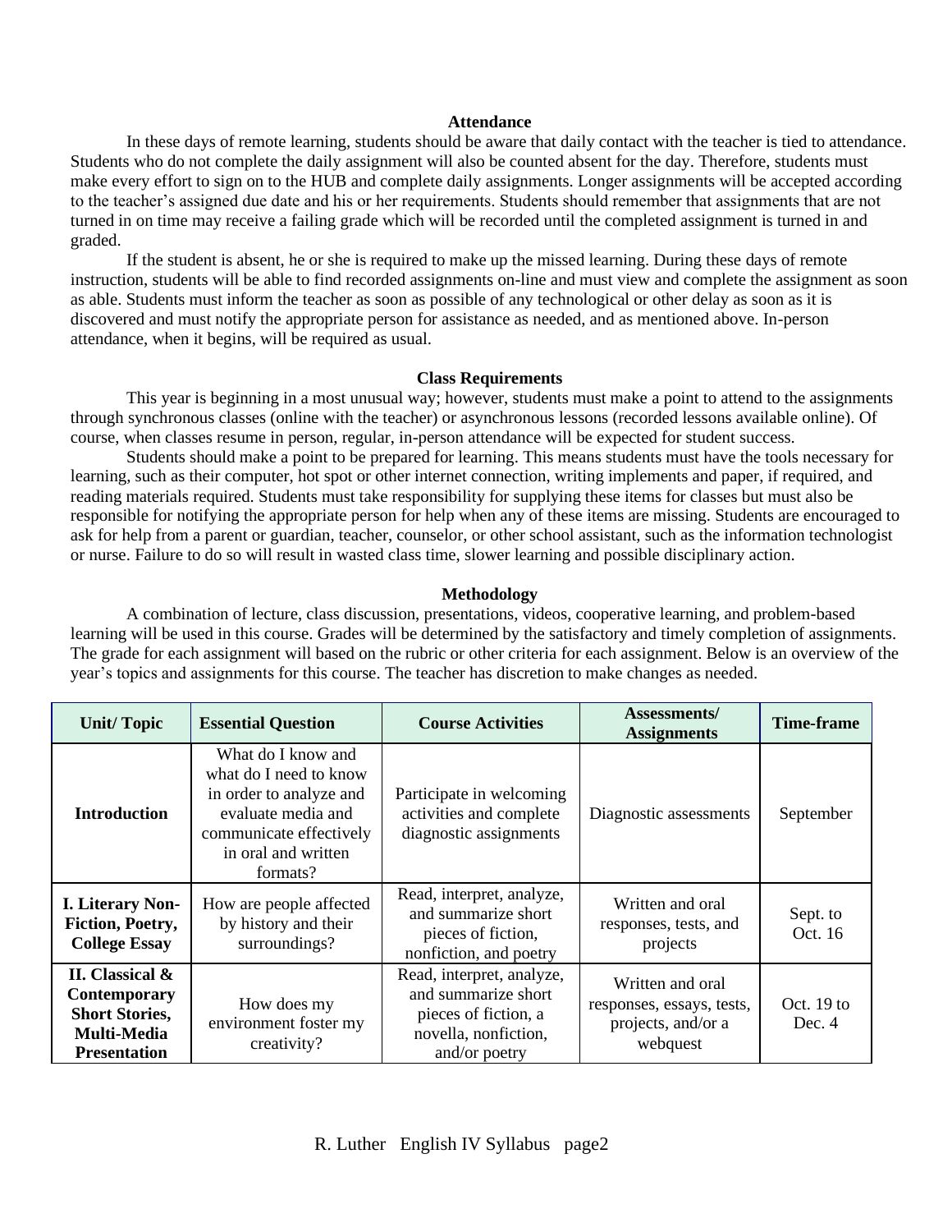## Attendance

In these days of remote learning, students should be aware that daily contact with the teacher is tied to attendance. Students who do not complete the daily assignment will also be counted absent for the day. Therefore, students must make every effort to sign on to the HUB and complete daily assignments. Longer assignments will be accepted according to the teacher's assigned due date and his or her requirements. Students should remember that assignments that are not turned in on time may receive a failing grade which will be recorded until the completed assignment is turned in and graded.

If the student is absent, he or she is required to make up the missed learning. During these days of remote instruction, students will be able to find recorded assignments on-line and must view and complete the assignment as soon as able. Students must inform the teacher as soon as possible of any technological or other delay as soon as it is discovered and must notify the appropriate person for assistance as needed, and as mentioned above. In-person attendance, when it begins, will be required as usual.

## Class Requirements

This year is beginning in a most unusual way; however, students must make a point to attend to the assignments through synchronous classes (online with the teacher) or asynchronous lessons (recorded lessons available online). Of course, when classes resume in person, regular, in-person attendance will be expected for student success.

Students should make a point to be prepared for learning. This means students must have the tools necessary for learning, such as their computer, hot spot or other internet connection, writing implements and paper, if required, and reading materials required. Students must take responsibility for supplying these items for classes but must also be responsible for notifying the appropriate person for help when any of these items are missing. Students are encouraged to ask for help from a parent or guardian, teacher, counselor, or other school assistant, such as the information technologist or nurse. Failure to do so will result in wasted class time, slower learning and possible disciplinary action.

## Methodology

A combination of lecture, class discussion, presentations, videos, cooperative learning, and problem-based learning will be used in this course. Grades will be determined by the satisfactory and timely completion of assignments. The grade for each assignment will based on the rubric or other criteria for each assignment. Below is an overview of the year's topics and assignments for this course. The teacher has discretion to make changes as needed.

| Unit/ Topic | Essential Question | Course Activities | Assessments/ Assignments | Time-frame |
|---|---|---|---|---|
| **Introduction** | What do I know and what do I need to know in order to analyze and evaluate media and communicate effectively in oral and written formats? | Participate in welcoming activities and complete diagnostic assignments | Diagnostic assessments | September |
| **I. Literary Non-Fiction, Poetry, College Essay** | How are people affected by history and their surroundings? | Read, interpret, analyze, and summarize short pieces of fiction, nonfiction, and poetry | Written and oral responses, tests, and projects | Sept. to Oct. 16 |
| **II. Classical & Contemporary Short Stories, Multi-Media Presentation** | How does my environment foster my creativity? | Read, interpret, analyze, and summarize short pieces of fiction, a novella, nonfiction, and/or poetry | Written and oral responses, essays, tests, projects, and/or a webquest | Oct. 19 to Dec. 4 |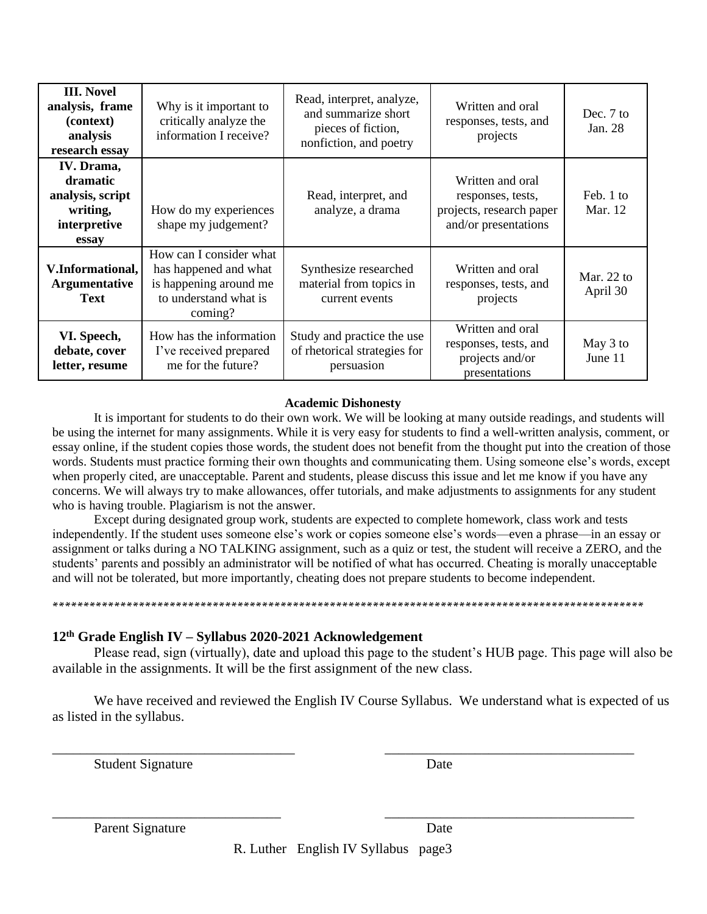| | | | | |
|---|---|---|---|---|
| **III. Novel analysis, frame (context) analysis research essay** | Why is it important to critically analyze the information I receive? | Read, interpret, analyze, and summarize short pieces of fiction, nonfiction, and poetry | Written and oral responses, tests, and projects | Dec. 7 to Jan. 28 |
| **IV. Drama, dramatic analysis, script writing, interpretive essay** | How do my experiences shape my judgement? | Read, interpret, and analyze, a drama | Written and oral responses, tests, projects, research paper and/or presentations | Feb. 1 to Mar. 12 |
| **V.Informational, Argumentative Text** | How can I consider what has happened and what is happening around me to understand what is coming? | Synthesize researched material from topics in current events | Written and oral responses, tests, and projects | Mar. 22 to April 30 |
| **VI. Speech, debate, cover letter, resume** | How has the information I've received prepared me for the future? | Study and practice the use of rhetorical strategies for persuasion | Written and oral responses, tests, and projects and/or presentations | May 3 to June 11 |

**Academic Dishonesty**

It is important for students to do their own work. We will be looking at many outside readings, and students will be using the internet for many assignments. While it is very easy for students to find a well-written analysis, comment, or essay online, if the student copies those words, the student does not benefit from the thought put into the creation of those words. Students must practice forming their own thoughts and communicating them. Using someone else's words, except when properly cited, are unacceptable. Parent and students, please discuss this issue and let me know if you have any concerns. We will always try to make allowances, offer tutorials, and make adjustments to assignments for any student who is having trouble. Plagiarism is not the answer.

Except during designated group work, students are expected to complete homework, class work and tests independently. If the student uses someone else's work or copies someone else's words—even a phrase—in an essay or assignment or talks during a NO TALKING assignment, such as a quiz or test, the student will receive a ZERO, and the students' parents and possibly an administrator will be notified of what has occurred. Cheating is morally unacceptable and will not be tolerated, but more importantly, cheating does not prepare students to become independent.

**************************************************************************************************

## 12th Grade English IV – Syllabus 2020-2021 Acknowledgement

Please read, sign (virtually), date and upload this page to the student's HUB page. This page will also be available in the assignments. It will be the first assignment of the new class.

We have received and reviewed the English IV Course Syllabus. We understand what is expected of us as listed in the syllabus.

___________________________________ ___________________________________

Student Signature Date

___________________________________ ___________________________________

Parent Signature Date